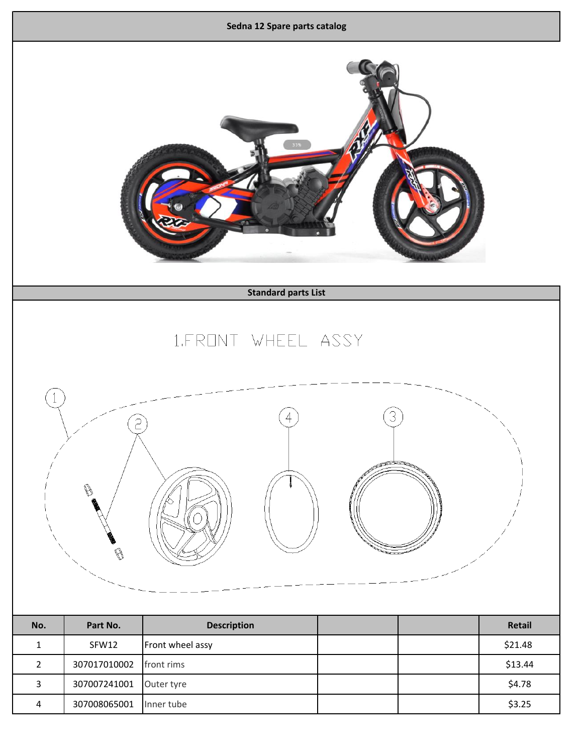# Sedna 12 Spare parts catalog

## Standard parts List

### 1.FRONT WHEEL ASSY

| No. | Part No. | Description | | | Retail |
|---|---|---|---|---|---|
| 1 | SFW12 | Front wheel assy | | | $21.48 |
| 2 | 307017010002 | front rims | | | $13.44 |
| 3 | 307007241001 | Outer tyre | | | $4.78 |
| 4 | 307008065001 | Inner tube | | | $3.25 |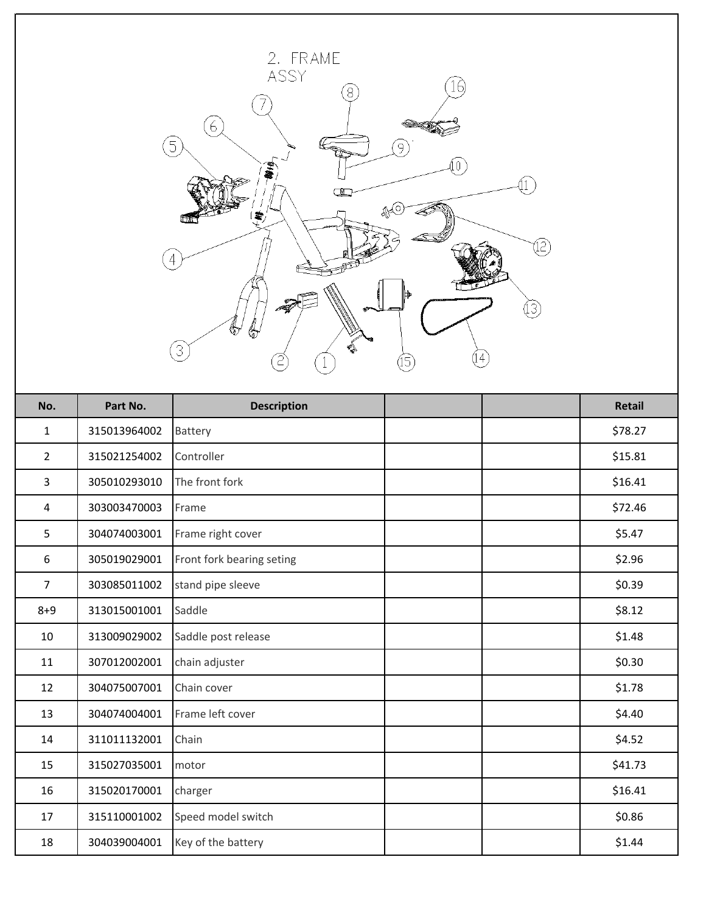## 2. FRAME ASSY

| No. | Part No. | Description | | | Retail |
|---|---|---|---|---|---|
| 1 | 315013964002 | Battery | | | $78.27 |
| 2 | 315021254002 | Controller | | | $15.81 |
| 3 | 305010293010 | The front fork | | | $16.41 |
| 4 | 303003470003 | Frame | | | $72.46 |
| 5 | 304074003001 | Frame right cover | | | $5.47 |
| 6 | 305019029001 | Front fork bearing seting | | | $2.96 |
| 7 | 303085011002 | stand pipe sleeve | | | $0.39 |
| 8+9 | 313015001001 | Saddle | | | $8.12 |
| 10 | 313009029002 | Saddle post release | | | $1.48 |
| 11 | 307012002001 | chain adjuster | | | $0.30 |
| 12 | 304075007001 | Chain cover | | | $1.78 |
| 13 | 304074004001 | Frame left cover | | | $4.40 |
| 14 | 311011132001 | Chain | | | $4.52 |
| 15 | 315027035001 | motor | | | $41.73 |
| 16 | 315020170001 | charger | | | $16.41 |
| 17 | 315110001002 | Speed model switch | | | $0.86 |
| 18 | 304039004001 | Key of the battery | | | $1.44 |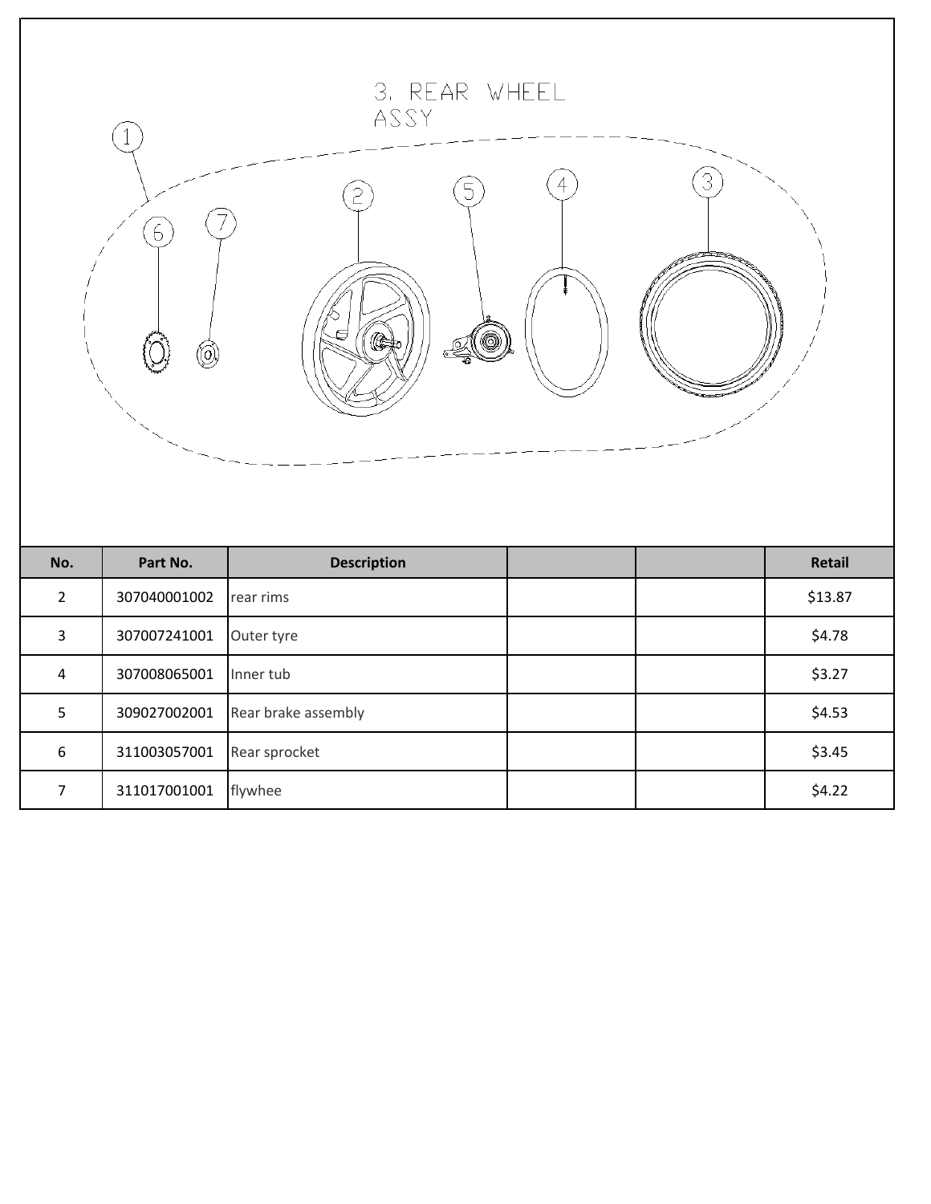# 3. REAR WHEEL ASSY

| No. | Part No. | Description | | | Retail |
|---|---|---|---|---|---|
| 2 | 307040001002 | rear rims | | | $13.87 |
| 3 | 307007241001 | Outer tyre | | | $4.78 |
| 4 | 307008065001 | Inner tub | | | $3.27 |
| 5 | 309027002001 | Rear brake assembly | | | $4.53 |
| 6 | 311003057001 | Rear sprocket | | | $3.45 |
| 7 | 311017001001 | flywhee | | | $4.22 |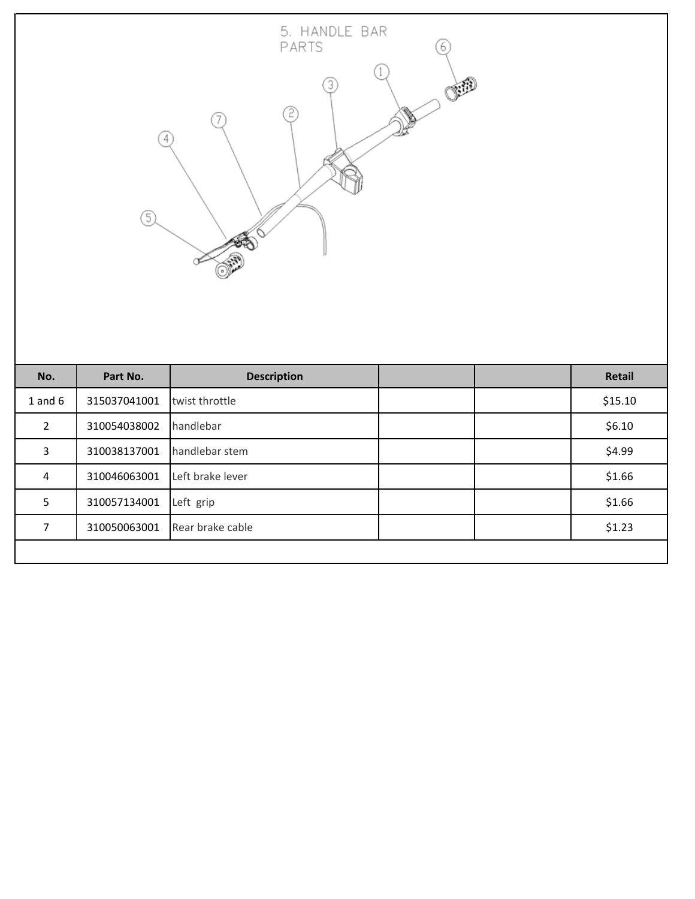5. HANDLE BAR PARTS

| No. | Part No. | Description | | | Retail |
|---|---|---|---|---|---|
| 1 and 6 | 315037041001 | twist throttle | | | $15.10 |
| 2 | 310054038002 | handlebar | | | $6.10 |
| 3 | 310038137001 | handlebar stem | | | $4.99 |
| 4 | 310046063001 | Left brake lever | | | $1.66 |
| 5 | 310057134001 | Left grip | | | $1.66 |
| 7 | 310050063001 | Rear brake cable | | | $1.23 |